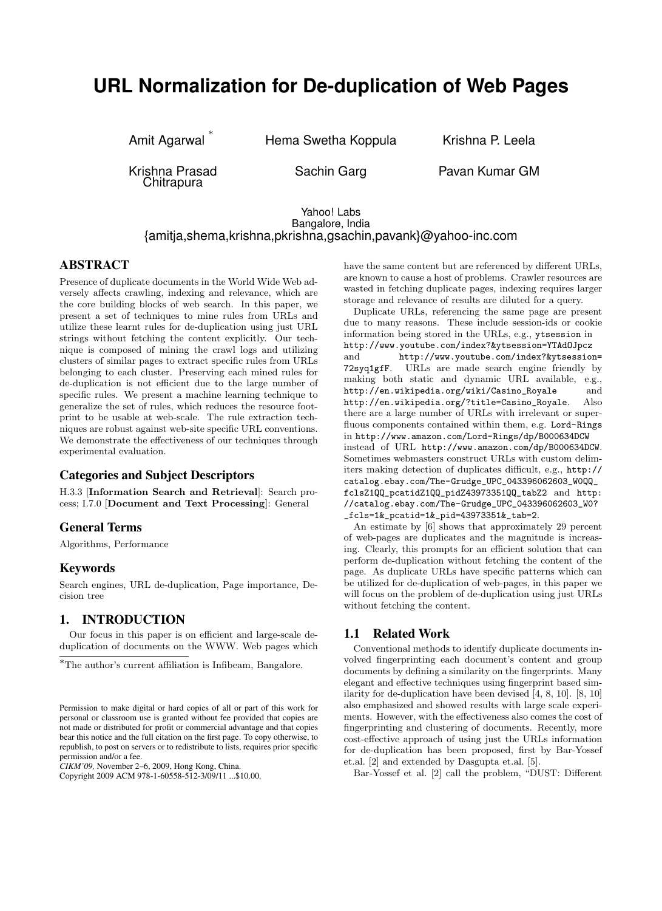# URL Normalization for De-duplication of Web Pages

Amit Agarwal [*] Hema Swetha Koppula Krishna P. Leela

Krishna Prasad Chitrapura Sachin Garg Pavan Kumar GM

Yahoo! Labs
Bangalore, India
{amitja,shema,krishna,pkrishna,gsachin,pavank}@yahoo-inc.com

## ABSTRACT

Presence of duplicate documents in the World Wide Web adversely affects crawling, indexing and relevance, which are the core building blocks of web search. In this paper, we present a set of techniques to mine rules from URLs and utilize these learnt rules for de-duplication using just URL strings without fetching the content explicitly. Our technique is composed of mining the crawl logs and utilizing clusters of similar pages to extract specific rules from URLs belonging to each cluster. Preserving each mined rules for de-duplication is not efficient due to the large number of specific rules. We present a machine learning technique to generalize the set of rules, which reduces the resource footprint to be usable at web-scale. The rule extraction techniques are robust against web-site specific URL conventions. We demonstrate the effectiveness of our techniques through experimental evaluation.

### Categories and Subject Descriptors

H.3.3 [**Information Search and Retrieval**]: Search process; I.7.0 [**Document and Text Processing**]: General

### General Terms

Algorithms, Performance

### Keywords

Search engines, URL de-duplication, Page importance, Decision tree

## 1. INTRODUCTION

Our focus in this paper is on efficient and large-scale de-duplication of documents on the WWW. Web pages which have the same content but are referenced by different URLs, are known to cause a host of problems. Crawler resources are wasted in fetching duplicate pages, indexing requires larger storage and relevance of results are diluted for a query.

Duplicate URLs, referencing the same page are present due to many reasons. These include session-ids or cookie information being stored in the URLs, e.g., `ytsession` in `http://www.youtube.com/index?&ytsession=YTAdOJpcz` and `http://www.youtube.com/index?&ytsession=72syq1gfF`. URLs are made search engine friendly by making both static and dynamic URL available, e.g., `http://en.wikipedia.org/wiki/Casino_Royale` and `http://en.wikipedia.org/?title=Casino_Royale`. Also there are a large number of URLs with irrelevant or superfluous components contained within them, e.g. `Lord-Rings` in `http://www.amazon.com/Lord-Rings/dp/B000634DCW` instead of URL `http://www.amazon.com/dp/B000634DCW`. Sometimes webmasters construct URLs with custom delimiters making detection of duplicates difficult, e.g., `http://catalog.ebay.com/The-Grudge_UPC_043396062603_W0QQ_fclsZ1QQ_pcatidZ1QQ_pidZ43973351QQ_tabZ2` and `http://catalog.ebay.com/The-Grudge_UPC_043396062603_W0?_fcls=1&_pcatid=1&_pid=43973351&_tab=2`.

An estimate by [6] shows that approximately 29 percent of web-pages are duplicates and the magnitude is increasing. Clearly, this prompts for an efficient solution that can perform de-duplication without fetching the content of the page. As duplicate URLs have specific patterns which can be utilized for de-duplication of web-pages, in this paper we will focus on the problem of de-duplication using just URLs without fetching the content.

### 1.1 Related Work

Conventional methods to identify duplicate documents involved fingerprinting each document's content and group documents by defining a similarity on the fingerprints. Many elegant and effective techniques using fingerprint based similarity for de-duplication have been devised [4, 8, 10]. [8, 10] also emphasized and showed results with large scale experiments. However, with the effectiveness also comes the cost of fingerprinting and clustering of documents. Recently, more cost-effective approach of using just the URLs information for de-duplication has been proposed, first by Bar-Yossef et.al. [2] and extended by Dasgupta et.al. [5].

Bar-Yossef et al. [2] call the problem, "DUST: Different

---

*The author's current affiliation is Infibeam, Bangalore.

Permission to make digital or hard copies of all or part of this work for personal or classroom use is granted without fee provided that copies are not made or distributed for profit or commercial advantage and that copies bear this notice and the full citation on the first page. To copy otherwise, to republish, to post on servers or to redistribute to lists, requires prior specific permission and/or a fee.
*CIKM'09,* November 2–6, 2009, Hong Kong, China.
Copyright 2009 ACM 978-1-60558-512-3/09/11 ...$10.00.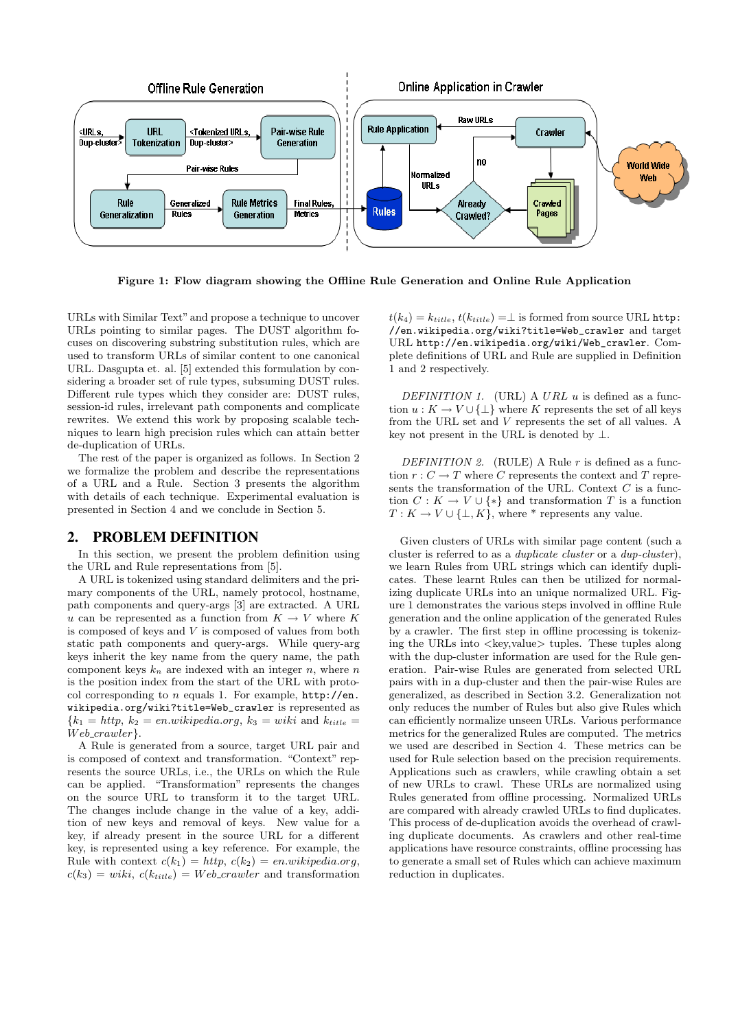Figure 1: Flow diagram showing the Offline Rule Generation and Online Rule Application

URLs with Similar Text" and propose a technique to uncover URLs pointing to similar pages. The DUST algorithm focuses on discovering substring substitution rules, which are used to transform URLs of similar content to one canonical URL. Dasgupta et. al. [5] extended this formulation by considering a broader set of rule types, subsuming DUST rules. Different rule types which they consider are: DUST rules, session-id rules, irrelevant path components and complicate rewrites. We extend this work by proposing scalable techniques to learn high precision rules which can attain better de-duplication of URLs.

The rest of the paper is organized as follows. In Section 2 we formalize the problem and describe the representations of a URL and a Rule. Section 3 presents the algorithm with details of each technique. Experimental evaluation is presented in Section 4 and we conclude in Section 5.

## 2. PROBLEM DEFINITION

In this section, we present the problem definition using the URL and Rule representations from [5].

A URL is tokenized using standard delimiters and the primary components of the URL, namely protocol, hostname, path components and query-args [3] are extracted. A URL $u$ can be represented as a function from $K \rightarrow V$ where $K$ is composed of keys and $V$ is composed of values from both static path components and query-args. While query-arg keys inherit the key name from the query name, the path component keys $k_n$ are indexed with an integer $n$, where $n$ is the position index from the start of the URL with protocol corresponding to $n$ equals 1. For example, `http://en.wikipedia.org/wiki?title=Web_crawler` is represented as $\{k_1 = http,\ k_2 = en.wikipedia.org,\ k_3 = wiki$ and $k_{title} = Web\_crawler\}$.

A Rule is generated from a source, target URL pair and is composed of context and transformation. "Context" represents the source URLs, i.e., the URLs on which the Rule can be applied. "Transformation" represents the changes on the source URL to transform it to the target URL. The changes include change in the value of a key, addition of new keys and removal of keys. New value for a key, if already present in the source URL for a different key, is represented using a key reference. For example, the Rule with context $c(k_1) = http$, $c(k_2) = en.wikipedia.org$, $c(k_3) = wiki$, $c(k_{title}) = Web\_crawler$ and transformation $t(k_4) = k_{title}$, $t(k_{title}) = \perp$ is formed from source URL `http://en.wikipedia.org/wiki?title=Web_crawler` and target URL `http://en.wikipedia.org/wiki/Web_crawler`. Complete definitions of URL and Rule are supplied in Definition 1 and 2 respectively.

*DEFINITION 1.* (URL) A *URL* $u$ is defined as a function $u : K \rightarrow V \cup \{\perp\}$ where $K$ represents the set of all keys from the URL set and $V$ represents the set of all values. A key not present in the URL is denoted by $\perp$.

*DEFINITION 2.* (RULE) A Rule $r$ is defined as a function $r : C \rightarrow T$ where $C$ represents the context and $T$ represents the transformation of the URL. Context $C$ is a function $C : K \rightarrow V \cup \{*\}$ and transformation $T$ is a function $T : K \rightarrow V \cup \{\perp, K\}$, where $*$ represents any value.

Given clusters of URLs with similar page content (such a cluster is referred to as a *duplicate cluster* or a *dup-cluster*), we learn Rules from URL strings which can identify duplicates. These learnt Rules can then be utilized for normalizing duplicate URLs into an unique normalized URL. Figure 1 demonstrates the various steps involved in offline Rule generation and the online application of the generated Rules by a crawler. The first step in offline processing is tokenizing the URLs into <key,value> tuples. These tuples along with the dup-cluster information are used for the Rule generation. Pair-wise Rules are generated from selected URL pairs with in a dup-cluster and then the pair-wise Rules are generalized, as described in Section 3.2. Generalization not only reduces the number of Rules but also give Rules which can efficiently normalize unseen URLs. Various performance metrics for the generalized Rules are computed. The metrics we used are described in Section 4. These metrics can be used for Rule selection based on the precision requirements. Applications such as crawlers, while crawling obtain a set of new URLs to crawl. These URLs are normalized using Rules generated from offline processing. Normalized URLs are compared with already crawled URLs to find duplicates. This process of de-duplication avoids the overhead of crawling duplicate documents. As crawlers and other real-time applications have resource constraints, offline processing has to generate a small set of Rules which can achieve maximum reduction in duplicates.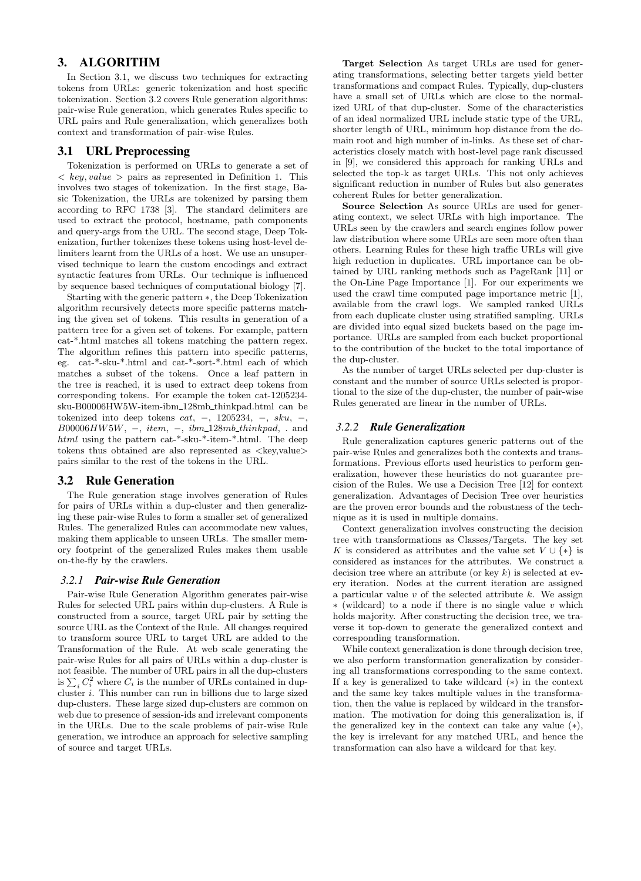## 3. ALGORITHM

In Section 3.1, we discuss two techniques for extracting tokens from URLs: generic tokenization and host specific tokenization. Section 3.2 covers Rule generation algorithms: pair-wise Rule generation, which generates Rules specific to URL pairs and Rule generalization, which generalizes both context and transformation of pair-wise Rules.

### 3.1 URL Preprocessing

Tokenization is performed on URLs to generate a set of $< key, value >$ pairs as represented in Definition 1. This involves two stages of tokenization. In the first stage, Basic Tokenization, the URLs are tokenized by parsing them according to RFC 1738 [3]. The standard delimiters are used to extract the protocol, hostname, path components and query-args from the URL. The second stage, Deep Tokenization, further tokenizes these tokens using host-level delimiters learnt from the URLs of a host. We use an unsupervised technique to learn the custom encodings and extract syntactic features from URLs. Our technique is influenced by sequence based techniques of computational biology [7].

Starting with the generic pattern $*$, the Deep Tokenization algorithm recursively detects more specific patterns matching the given set of tokens. This results in generation of a pattern tree for a given set of tokens. For example, pattern cat-*.html matches all tokens matching the pattern regex. The algorithm refines this pattern into specific patterns, eg. cat-*-sku-*.html and cat-*-sort-*.html each of which matches a subset of the tokens. Once a leaf pattern in the tree is reached, it is used to extract deep tokens from corresponding tokens. For example the token cat-1205234-sku-B00006HW5W-item-ibm_128mb_thinkpad.html can be tokenized into deep tokens *cat*, $-$, 1205234, $-$, *sku*, $-$, *B00006HW5W*, $-$, *item*, $-$, *ibm_128mb_thinkpad*, . and *html* using the pattern cat-*-sku-*-item-*.html. The deep tokens thus obtained are also represented as <key,value> pairs similar to the rest of the tokens in the URL.

### 3.2 Rule Generation

The Rule generation stage involves generation of Rules for pairs of URLs within a dup-cluster and then generalizing these pair-wise Rules to form a smaller set of generalized Rules. The generalized Rules can accommodate new values, making them applicable to unseen URLs. The smaller memory footprint of the generalized Rules makes them usable on-the-fly by the crawlers.

#### 3.2.1 Pair-wise Rule Generation

Pair-wise Rule Generation Algorithm generates pair-wise Rules for selected URL pairs within dup-clusters. A Rule is constructed from a source, target URL pair by setting the source URL as the Context of the Rule. All changes required to transform source URL to target URL are added to the Transformation of the Rule. At web scale generating the pair-wise Rules for all pairs of URLs within a dup-cluster is not feasible. The number of URL pairs in all the dup-clusters is $\sum_i C_i^2$ where $C_i$ is the number of URLs contained in dup-cluster $i$. This number can run in billions due to large sized dup-clusters. These large sized dup-clusters are common on web due to presence of session-ids and irrelevant components in the URLs. Due to the scale problems of pair-wise Rule generation, we introduce an approach for selective sampling of source and target URLs.

**Target Selection** As target URLs are used for generating transformations, selecting better targets yield better transformations and compact Rules. Typically, dup-clusters have a small set of URLs which are close to the normalized URL of that dup-cluster. Some of the characteristics of an ideal normalized URL include static type of the URL, shorter length of URL, minimum hop distance from the domain root and high number of in-links. As these set of characteristics closely match with host-level page rank discussed in [9], we considered this approach for ranking URLs and selected the top-k as target URLs. This not only achieves significant reduction in number of Rules but also generates coherent Rules for better generalization.

**Source Selection** As source URLs are used for generating context, we select URLs with high importance. The URLs seen by the crawlers and search engines follow power law distribution where some URLs are seen more often than others. Learning Rules for these high traffic URLs will give high reduction in duplicates. URL importance can be obtained by URL ranking methods such as PageRank [11] or the On-Line Page Importance [1]. For our experiments we used the crawl time computed page importance metric [1], available from the crawl logs. We sampled ranked URLs from each duplicate cluster using stratified sampling. URLs are divided into equal sized buckets based on the page importance. URLs are sampled from each bucket proportional to the contribution of the bucket to the total importance of the dup-cluster.

As the number of target URLs selected per dup-cluster is constant and the number of source URLs selected is proportional to the size of the dup-cluster, the number of pair-wise Rules generated are linear in the number of URLs.

#### 3.2.2 Rule Generalization

Rule generalization captures generic patterns out of the pair-wise Rules and generalizes both the contexts and transformations. Previous efforts used heuristics to perform generalization, however these heuristics do not guarantee precision of the Rules. We use a Decision Tree [12] for context generalization. Advantages of Decision Tree over heuristics are the proven error bounds and the robustness of the technique as it is used in multiple domains.

Context generalization involves constructing the decision tree with transformations as Classes/Targets. The key set $K$ is considered as attributes and the value set $V \cup \{*\}$ is considered as instances for the attributes. We construct a decision tree where an attribute (or key $k$) is selected at every iteration. Nodes at the current iteration are assigned a particular value $v$ of the selected attribute $k$. We assign $*$ (wildcard) to a node if there is no single value $v$ which holds majority. After constructing the decision tree, we traverse it top-down to generate the generalized context and corresponding transformation.

While context generalization is done through decision tree, we also perform transformation generalization by considering all transformations corresponding to the same context. If a key is generalized to take wildcard ($*$) in the context and the same key takes multiple values in the transformation, then the value is replaced by wildcard in the transformation. The motivation for doing this generalization is, if the generalized key in the context can take any value ($*$), the key is irrelevant for any matched URL, and hence the transformation can also have a wildcard for that key.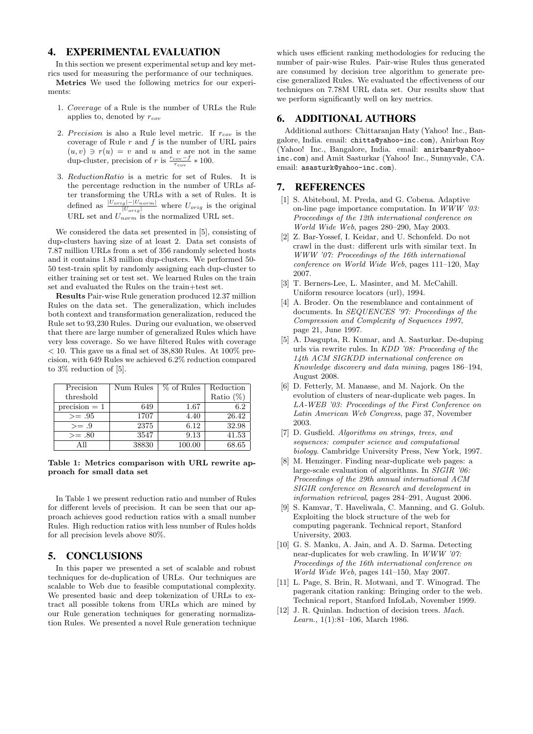## 4. EXPERIMENTAL EVALUATION

In this section we present experimental setup and key metrics used for measuring the performance of our techniques.

**Metrics** We used the following metrics for our experiments:

1. *Coverage* of a Rule is the number of URLs the Rule applies to, denoted by $r_{cov}$
2. *Precision* is also a Rule level metric. If $r_{cov}$ is the coverage of Rule $r$ and $f$ is the number of URL pairs $(u, v) \ni r(u) = v$ and $u$ and $v$ are not in the same dup-cluster, precision of $r$ is $\frac{r_{cov} - f}{r_{cov}} * 100$.
3. *ReductionRatio* is a metric for set of Rules. It is the percentage reduction in the number of URLs after transforming the URLs with a set of Rules. It is defined as $\frac{|U_{orig}| - |U_{norm}|}{|U_{orig}|}$ where $U_{orig}$ is the original URL set and $U_{norm}$ is the normalized URL set.

We considered the data set presented in [5], consisting of dup-clusters having size of at least 2. Data set consists of 7.87 million URLs from a set of 356 randomly selected hosts and it contains 1.83 million dup-clusters. We performed 50-50 test-train split by randomly assigning each dup-cluster to either training set or test set. We learned Rules on the train set and evaluated the Rules on the train+test set.

**Results** Pair-wise Rule generation produced 12.37 million Rules on the data set. The generalization, which includes both context and transformation generalization, reduced the Rule set to 93,230 Rules. During our evaluation, we observed that there are large number of generalized Rules which have very less coverage. So we have filtered Rules with coverage < 10. This gave us a final set of 38,830 Rules. At 100% precision, with 649 Rules we achieved 6.2% reduction compared to 3% reduction of [5].

| Precision threshold | Num Rules | % of Rules | Reduction Ratio (%) |
|---|---|---|---|
| precision = 1 | 649 | 1.67 | 6.2 |
| >= .95 | 1707 | 4.40 | 26.42 |
| >= .9 | 2375 | 6.12 | 32.98 |
| >= .80 | 3547 | 9.13 | 41.53 |
| All | 38830 | 100.00 | 68.65 |

**Table 1: Metrics comparison with URL rewrite approach for small data set**

In Table 1 we present reduction ratio and number of Rules for different levels of precision. It can be seen that our approach achieves good reduction ratios with a small number Rules. High reduction ratios with less number of Rules holds for all precision levels above 80%.

## 5. CONCLUSIONS

In this paper we presented a set of scalable and robust techniques for de-duplication of URLs. Our techniques are scalable to Web due to feasible computational complexity. We presented basic and deep tokenization of URLs to extract all possible tokens from URLs which are mined by our Rule generation techniques for generating normalization Rules. We presented a novel Rule generation technique which uses efficient ranking methodologies for reducing the number of pair-wise Rules. Pair-wise Rules thus generated are consumed by decision tree algorithm to generate precise generalized Rules. We evaluated the effectiveness of our techniques on 7.78M URL data set. Our results show that we perform significantly well on key metrics.

## 6. ADDITIONAL AUTHORS

Additional authors: Chittaranjan Haty (Yahoo! Inc., Bangalore, India. email: chitta@yahoo-inc.com), Anirban Roy (Yahoo! Inc., Bangalore, India. email: anirbanr@yahoo-inc.com) and Amit Sasturkar (Yahoo! Inc., Sunnyvale, CA. email: asasturk@yahoo-inc.com).

## 7. REFERENCES

[1] S. Abiteboul, M. Preda, and G. Cobena. Adaptive on-line page importance computation. In *WWW '03: Proceedings of the 12th international conference on World Wide Web*, pages 280–290, May 2003.

[2] Z. Bar-Yossef, I. Keidar, and U. Schonfeld. Do not crawl in the dust: different urls with similar text. In *WWW '07: Proceedings of the 16th international conference on World Wide Web*, pages 111–120, May 2007.

[3] T. Berners-Lee, L. Masinter, and M. McCahill. Uniform resource locators (url), 1994.

[4] A. Broder. On the resemblance and containment of documents. In *SEQUENCES '97: Proceedings of the Compression and Complexity of Sequences 1997*, page 21, June 1997.

[5] A. Dasgupta, R. Kumar, and A. Sasturkar. De-duping urls via rewrite rules. In *KDD '08: Proceeding of the 14th ACM SIGKDD international conference on Knowledge discovery and data mining*, pages 186–194, August 2008.

[6] D. Fetterly, M. Manasse, and M. Najork. On the evolution of clusters of near-duplicate web pages. In *LA-WEB '03: Proceedings of the First Conference on Latin American Web Congress*, page 37, November 2003.

[7] D. Gusfield. *Algorithms on strings, trees, and sequences: computer science and computational biology*. Cambridge University Press, New York, 1997.

[8] M. Henzinger. Finding near-duplicate web pages: a large-scale evaluation of algorithms. In *SIGIR '06: Proceedings of the 29th annual international ACM SIGIR conference on Research and development in information retrieval*, pages 284–291, August 2006.

[9] S. Kamvar, T. Haveliwala, C. Manning, and G. Golub. Exploiting the block structure of the web for computing pagerank. Technical report, Stanford University, 2003.

[10] G. S. Manku, A. Jain, and A. D. Sarma. Detecting near-duplicates for web crawling. In *WWW '07: Proceedings of the 16th international conference on World Wide Web*, pages 141–150, May 2007.

[11] L. Page, S. Brin, R. Motwani, and T. Winograd. The pagerank citation ranking: Bringing order to the web. Technical report, Stanford InfoLab, November 1999.

[12] J. R. Quinlan. Induction of decision trees. *Mach. Learn.*, 1(1):81–106, March 1986.